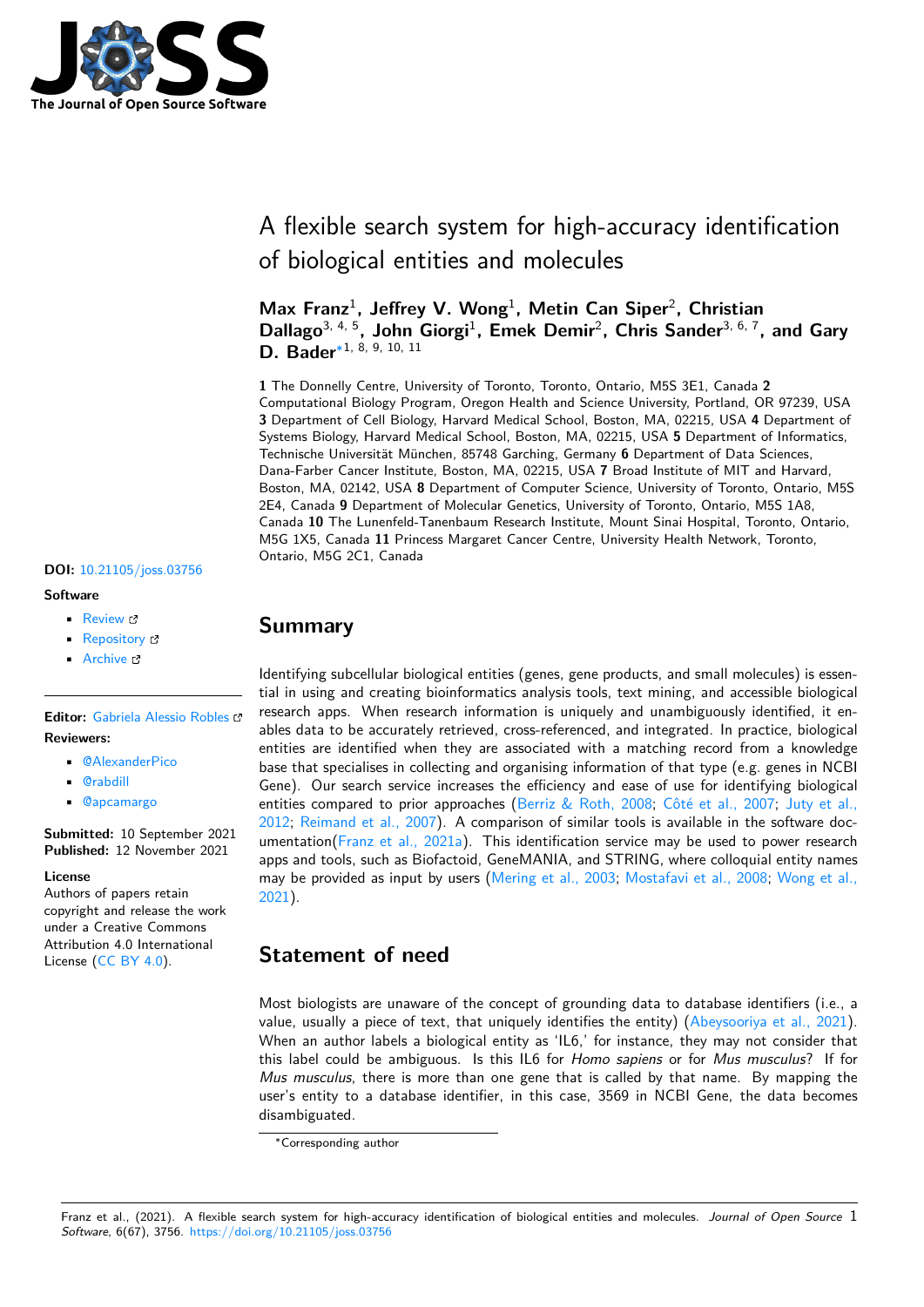# A flexible search system for high-accuracy identification of biological entities and molecules

**Max Franz**[1], **Jeffrey V. Wong**[1], **Metin Can Siper**[2], **Christian Dallago**[3, 4, 5], **John Giorgi**[1], **Emek Demir**[2], **Chris Sander**[3, 6, 7], **and Gary D. Bader**[*1, 8, 9, 10, 11]

**1** The Donnelly Centre, University of Toronto, Toronto, Ontario, M5S 3E1, Canada **2** Computational Biology Program, Oregon Health and Science University, Portland, OR 97239, USA **3** Department of Cell Biology, Harvard Medical School, Boston, MA, 02215, USA **4** Department of Systems Biology, Harvard Medical School, Boston, MA, 02215, USA **5** Department of Informatics, Technische Universität München, 85748 Garching, Germany **6** Department of Data Sciences, Dana-Farber Cancer Institute, Boston, MA, 02215, USA **7** Broad Institute of MIT and Harvard, Boston, MA, 02142, USA **8** Department of Computer Science, University of Toronto, Ontario, M5S 2E4, Canada **9** Department of Molecular Genetics, University of Toronto, Ontario, M5S 1A8, Canada **10** The Lunenfeld-Tanenbaum Research Institute, Mount Sinai Hospital, Toronto, Ontario, M5G 1X5, Canada **11** Princess Margaret Cancer Centre, University Health Network, Toronto, Ontario, M5G 2C1, Canada

**DOI:** 10.21105/joss.03756

**Software**

- Review
- Repository
- Archive

**Editor:** Gabriela Alessio Robles

**Reviewers:**

- @AlexanderPico
- @rabdill
- @apcamargo

**Submitted:** 10 September 2021
**Published:** 12 November 2021

**License**
Authors of papers retain copyright and release the work under a Creative Commons Attribution 4.0 International License (CC BY 4.0).

## Summary

Identifying subcellular biological entities (genes, gene products, and small molecules) is essential in using and creating bioinformatics analysis tools, text mining, and accessible biological research apps. When research information is uniquely and unambiguously identified, it enables data to be accurately retrieved, cross-referenced, and integrated. In practice, biological entities are identified when they are associated with a matching record from a knowledge base that specialises in collecting and organising information of that type (e.g. genes in NCBI Gene). Our search service increases the efficiency and ease of use for identifying biological entities compared to prior approaches (Berriz & Roth, 2008; Côté et al., 2007; Juty et al., 2012; Reimand et al., 2007). A comparison of similar tools is available in the software documentation(Franz et al., 2021a). This identification service may be used to power research apps and tools, such as Biofactoid, GeneMANIA, and STRING, where colloquial entity names may be provided as input by users (Mering et al., 2003; Mostafavi et al., 2008; Wong et al., 2021).

## Statement of need

Most biologists are unaware of the concept of grounding data to database identifiers (i.e., a value, usually a piece of text, that uniquely identifies the entity) (Abeysooriya et al., 2021). When an author labels a biological entity as 'IL6,' for instance, they may not consider that this label could be ambiguous. Is this IL6 for *Homo sapiens* or for *Mus musculus*? If for *Mus musculus*, there is more than one gene that is called by that name. By mapping the user's entity to a database identifier, in this case, 3569 in NCBI Gene, the data becomes disambiguated.

*Corresponding author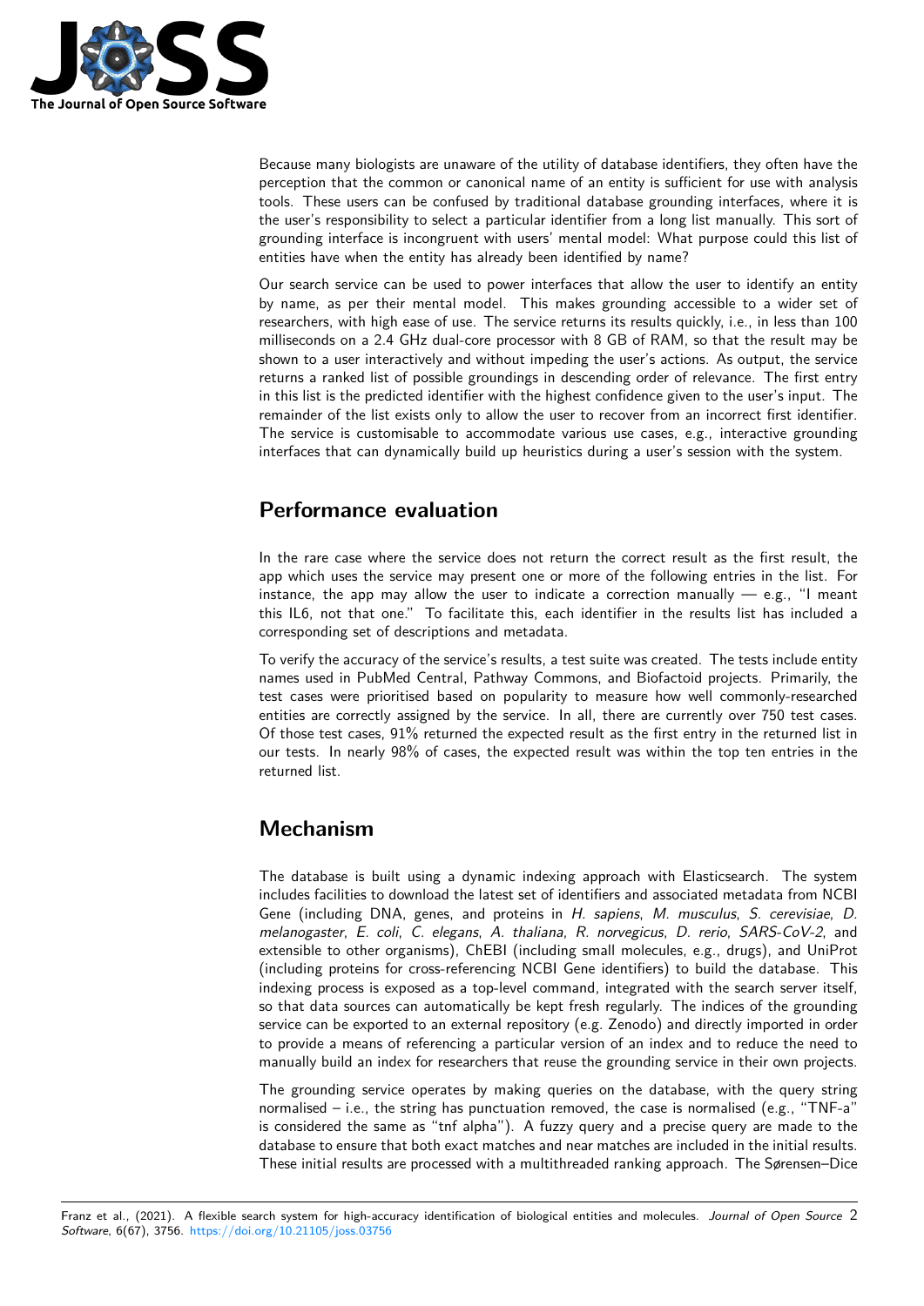Because many biologists are unaware of the utility of database identifiers, they often have the perception that the common or canonical name of an entity is sufficient for use with analysis tools. These users can be confused by traditional database grounding interfaces, where it is the user's responsibility to select a particular identifier from a long list manually. This sort of grounding interface is incongruent with users' mental model: What purpose could this list of entities have when the entity has already been identified by name?

Our search service can be used to power interfaces that allow the user to identify an entity by name, as per their mental model. This makes grounding accessible to a wider set of researchers, with high ease of use. The service returns its results quickly, i.e., in less than 100 milliseconds on a 2.4 GHz dual-core processor with 8 GB of RAM, so that the result may be shown to a user interactively and without impeding the user's actions. As output, the service returns a ranked list of possible groundings in descending order of relevance. The first entry in this list is the predicted identifier with the highest confidence given to the user's input. The remainder of the list exists only to allow the user to recover from an incorrect first identifier. The service is customisable to accommodate various use cases, e.g., interactive grounding interfaces that can dynamically build up heuristics during a user's session with the system.

# Performance evaluation

In the rare case where the service does not return the correct result as the first result, the app which uses the service may present one or more of the following entries in the list. For instance, the app may allow the user to indicate a correction manually — e.g., "I meant this IL6, not that one." To facilitate this, each identifier in the results list has included a corresponding set of descriptions and metadata.

To verify the accuracy of the service's results, a test suite was created. The tests include entity names used in PubMed Central, Pathway Commons, and Biofactoid projects. Primarily, the test cases were prioritised based on popularity to measure how well commonly-researched entities are correctly assigned by the service. In all, there are currently over 750 test cases. Of those test cases, 91% returned the expected result as the first entry in the returned list in our tests. In nearly 98% of cases, the expected result was within the top ten entries in the returned list.

# Mechanism

The database is built using a dynamic indexing approach with Elasticsearch. The system includes facilities to download the latest set of identifiers and associated metadata from NCBI Gene (including DNA, genes, and proteins in *H. sapiens*, *M. musculus*, *S. cerevisiae*, *D. melanogaster*, *E. coli*, *C. elegans*, *A. thaliana*, *R. norvegicus*, *D. rerio*, *SARS-CoV-2*, and extensible to other organisms), ChEBI (including small molecules, e.g., drugs), and UniProt (including proteins for cross-referencing NCBI Gene identifiers) to build the database. This indexing process is exposed as a top-level command, integrated with the search server itself, so that data sources can automatically be kept fresh regularly. The indices of the grounding service can be exported to an external repository (e.g. Zenodo) and directly imported in order to provide a means of referencing a particular version of an index and to reduce the need to manually build an index for researchers that reuse the grounding service in their own projects.

The grounding service operates by making queries on the database, with the query string normalised – i.e., the string has punctuation removed, the case is normalised (e.g., "TNF-a" is considered the same as "tnf alpha"). A fuzzy query and a precise query are made to the database to ensure that both exact matches and near matches are included in the initial results. These initial results are processed with a multithreaded ranking approach. The Sørensen–Dice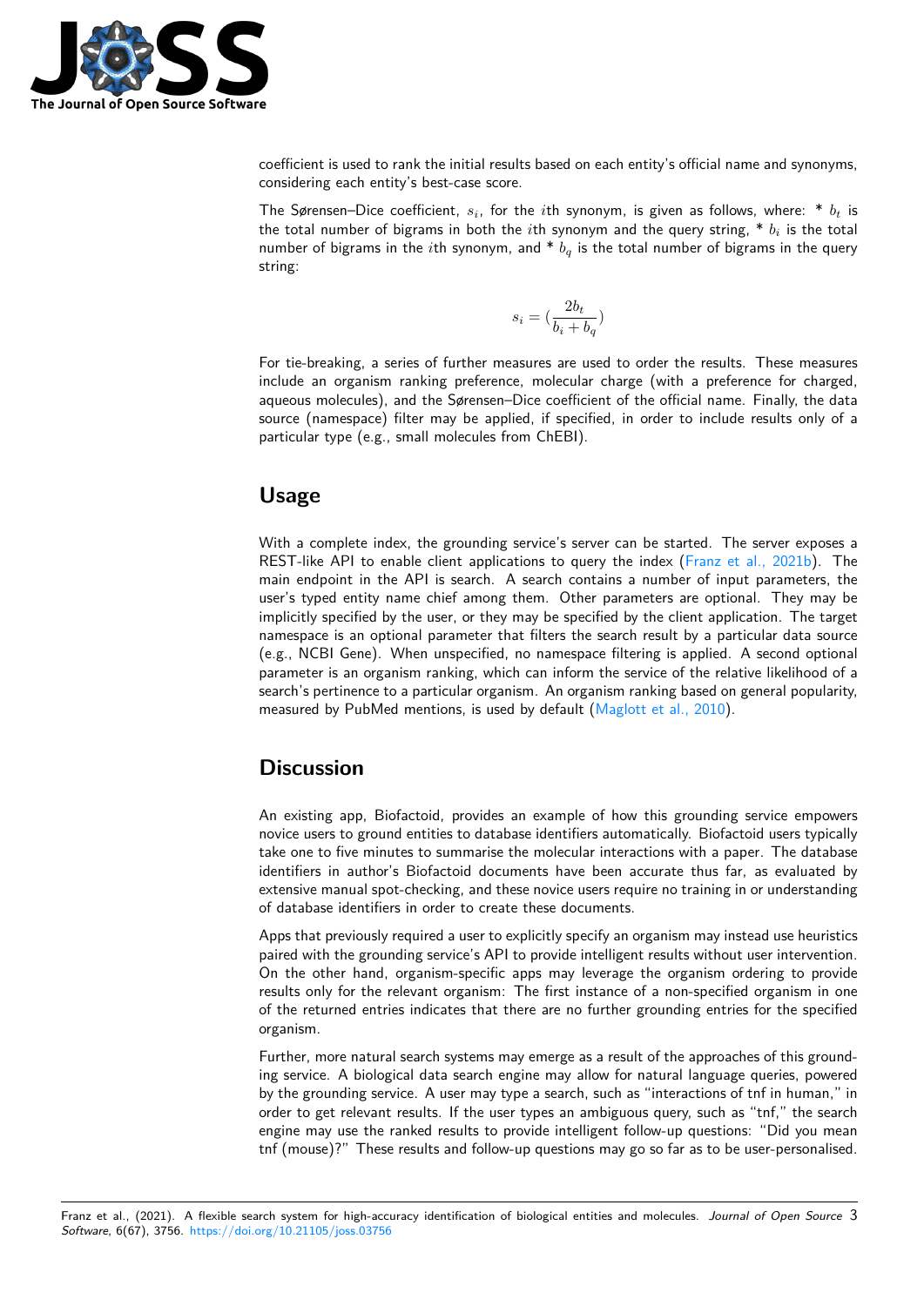coefficient is used to rank the initial results based on each entity's official name and synonyms, considering each entity's best-case score.

The Sørensen–Dice coefficient, $s_i$, for the $i$th synonym, is given as follows, where: * $b_t$ is the total number of bigrams in both the $i$th synonym and the query string, * $b_i$ is the total number of bigrams in the $i$th synonym, and * $b_q$ is the total number of bigrams in the query string:

$$s_i = (\frac{2b_t}{b_i + b_q})$$

For tie-breaking, a series of further measures are used to order the results. These measures include an organism ranking preference, molecular charge (with a preference for charged, aqueous molecules), and the Sørensen–Dice coefficient of the official name. Finally, the data source (namespace) filter may be applied, if specified, in order to include results only of a particular type (e.g., small molecules from ChEBI).

## Usage

With a complete index, the grounding service's server can be started. The server exposes a REST-like API to enable client applications to query the index (Franz et al., 2021b). The main endpoint in the API is search. A search contains a number of input parameters, the user's typed entity name chief among them. Other parameters are optional. They may be implicitly specified by the user, or they may be specified by the client application. The target namespace is an optional parameter that filters the search result by a particular data source (e.g., NCBI Gene). When unspecified, no namespace filtering is applied. A second optional parameter is an organism ranking, which can inform the service of the relative likelihood of a search's pertinence to a particular organism. An organism ranking based on general popularity, measured by PubMed mentions, is used by default (Maglott et al., 2010).

## Discussion

An existing app, Biofactoid, provides an example of how this grounding service empowers novice users to ground entities to database identifiers automatically. Biofactoid users typically take one to five minutes to summarise the molecular interactions with a paper. The database identifiers in author's Biofactoid documents have been accurate thus far, as evaluated by extensive manual spot-checking, and these novice users require no training in or understanding of database identifiers in order to create these documents.

Apps that previously required a user to explicitly specify an organism may instead use heuristics paired with the grounding service's API to provide intelligent results without user intervention. On the other hand, organism-specific apps may leverage the organism ordering to provide results only for the relevant organism: The first instance of a non-specified organism in one of the returned entries indicates that there are no further grounding entries for the specified organism.

Further, more natural search systems may emerge as a result of the approaches of this grounding service. A biological data search engine may allow for natural language queries, powered by the grounding service. A user may type a search, such as "interactions of tnf in human," in order to get relevant results. If the user types an ambiguous query, such as "tnf," the search engine may use the ranked results to provide intelligent follow-up questions: "Did you mean tnf (mouse)?" These results and follow-up questions may go so far as to be user-personalised.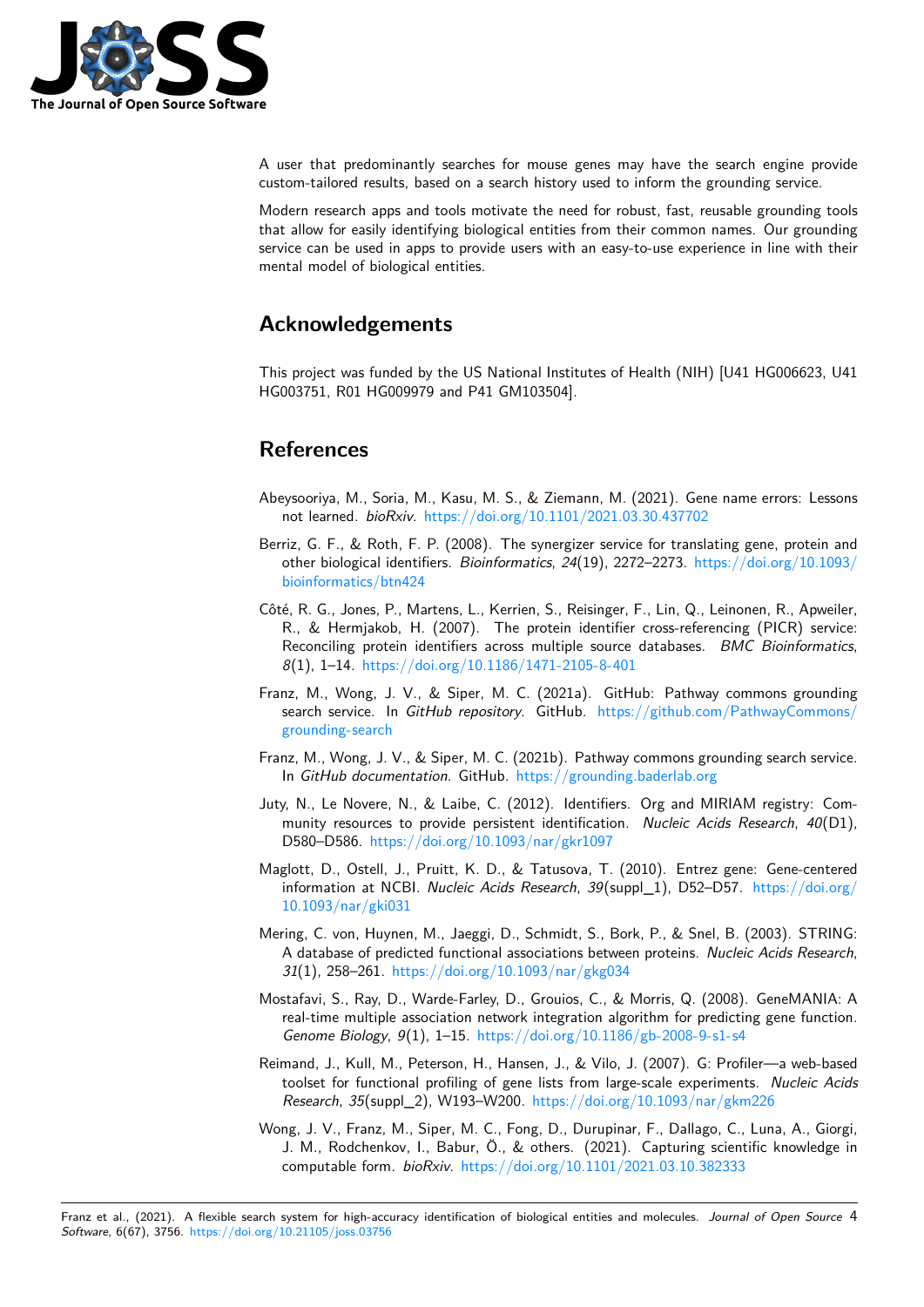A user that predominantly searches for mouse genes may have the search engine provide custom-tailored results, based on a search history used to inform the grounding service.

Modern research apps and tools motivate the need for robust, fast, reusable grounding tools that allow for easily identifying biological entities from their common names. Our grounding service can be used in apps to provide users with an easy-to-use experience in line with their mental model of biological entities.

# Acknowledgements

This project was funded by the US National Institutes of Health (NIH) [U41 HG006623, U41 HG003751, R01 HG009979 and P41 GM103504].

# References

Abeysooriya, M., Soria, M., Kasu, M. S., & Ziemann, M. (2021). Gene name errors: Lessons not learned. *bioRxiv*. https://doi.org/10.1101/2021.03.30.437702

Berriz, G. F., & Roth, F. P. (2008). The synergizer service for translating gene, protein and other biological identifiers. *Bioinformatics*, *24*(19), 2272–2273. https://doi.org/10.1093/bioinformatics/btn424

Côté, R. G., Jones, P., Martens, L., Kerrien, S., Reisinger, F., Lin, Q., Leinonen, R., Apweiler, R., & Hermjakob, H. (2007). The protein identifier cross-referencing (PICR) service: Reconciling protein identifiers across multiple source databases. *BMC Bioinformatics*, *8*(1), 1–14. https://doi.org/10.1186/1471-2105-8-401

Franz, M., Wong, J. V., & Siper, M. C. (2021a). GitHub: Pathway commons grounding search service. In *GitHub repository*. GitHub. https://github.com/PathwayCommons/grounding-search

Franz, M., Wong, J. V., & Siper, M. C. (2021b). Pathway commons grounding search service. In *GitHub documentation*. GitHub. https://grounding.baderlab.org

Juty, N., Le Novere, N., & Laibe, C. (2012). Identifiers. Org and MIRIAM registry: Community resources to provide persistent identification. *Nucleic Acids Research*, *40*(D1), D580–D586. https://doi.org/10.1093/nar/gkr1097

Maglott, D., Ostell, J., Pruitt, K. D., & Tatusova, T. (2010). Entrez gene: Gene-centered information at NCBI. *Nucleic Acids Research*, *39*(suppl_1), D52–D57. https://doi.org/10.1093/nar/gki031

Mering, C. von, Huynen, M., Jaeggi, D., Schmidt, S., Bork, P., & Snel, B. (2003). STRING: A database of predicted functional associations between proteins. *Nucleic Acids Research*, *31*(1), 258–261. https://doi.org/10.1093/nar/gkg034

Mostafavi, S., Ray, D., Warde-Farley, D., Grouios, C., & Morris, Q. (2008). GeneMANIA: A real-time multiple association network integration algorithm for predicting gene function. *Genome Biology*, *9*(1), 1–15. https://doi.org/10.1186/gb-2008-9-s1-s4

Reimand, J., Kull, M., Peterson, H., Hansen, J., & Vilo, J. (2007). G: Profiler—a web-based toolset for functional profiling of gene lists from large-scale experiments. *Nucleic Acids Research*, *35*(suppl_2), W193–W200. https://doi.org/10.1093/nar/gkm226

Wong, J. V., Franz, M., Siper, M. C., Fong, D., Durupinar, F., Dallago, C., Luna, A., Giorgi, J. M., Rodchenkov, I., Babur, Ö., & others. (2021). Capturing scientific knowledge in computable form. *bioRxiv*. https://doi.org/10.1101/2021.03.10.382333